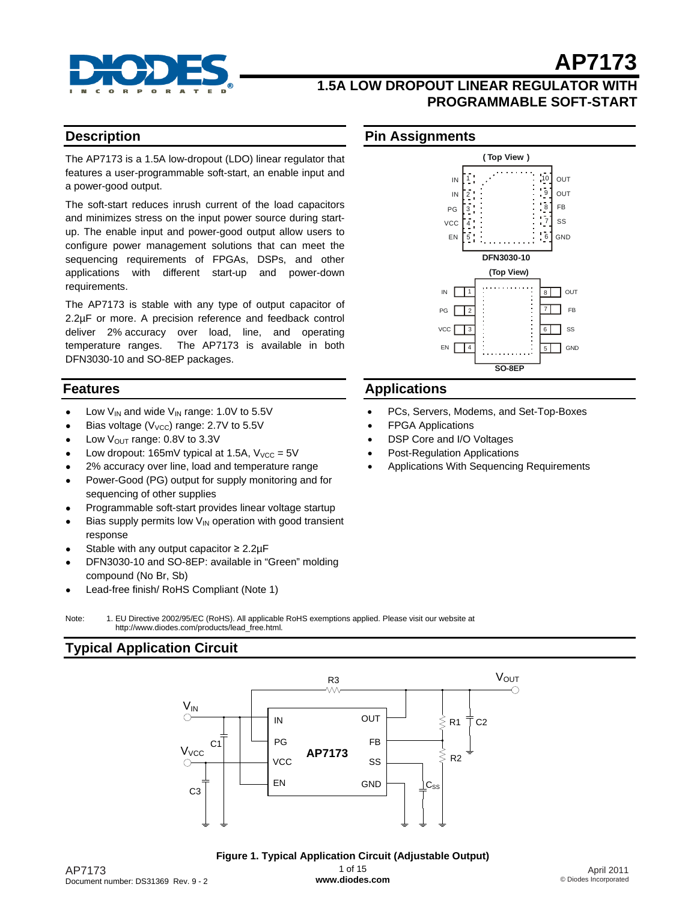# AP7173

## 1.5A LOW DROPOUT LINEAR REGULATOR WITH PROGRAMMABLE SOFT-START

## Description

The AP7173 is a 1.5A low-dropout (LDO) linear regulator that features a user-programmable soft-start, an enable input and a power-good output.

The soft-start reduces inrush current of the load capacitors and minimizes stress on the input power source during start-up. The enable input and power-good output allow users to configure power management solutions that can meet the sequencing requirements of FPGAs, DSPs, and other applications with different start-up and power-down requirements.

The AP7173 is stable with any type of output capacitor of 2.2µF or more. A precision reference and feedback control deliver 2% accuracy over load, line, and operating temperature ranges. The AP7173 is available in both DFN3030-10 and SO-8EP packages.

## Pin Assignments

(Top View)

| Pin | Name | | Pin | Name |
|---|---|---|---|---|
| 1 | IN | | 10 | OUT |
| 2 | IN | | 9 | OUT |
| 3 | PG | | 8 | FB |
| 4 | VCC | | 7 | SS |
| 5 | EN | | 6 | GND |

DFN3030-10

(Top View)

| Pin | Name | | Pin | Name |
|---|---|---|---|---|
| 1 | IN | | 8 | OUT |
| 2 | PG | | 7 | FB |
| 3 | VCC | | 6 | SS |
| 4 | EN | | 5 | GND |

SO-8EP

## Features

- Low $V_{IN}$ and wide $V_{IN}$ range: 1.0V to 5.5V
- Bias voltage ($V_{VCC}$) range: 2.7V to 5.5V
- Low $V_{OUT}$ range: 0.8V to 3.3V
- Low dropout: 165mV typical at 1.5A, $V_{VCC}$ = 5V
- 2% accuracy over line, load and temperature range
- Power-Good (PG) output for supply monitoring and for sequencing of other supplies
- Programmable soft-start provides linear voltage startup
- Bias supply permits low $V_{IN}$ operation with good transient response
- Stable with any output capacitor ≥ 2.2µF
- DFN3030-10 and SO-8EP: available in "Green" molding compound (No Br, Sb)
- Lead-free finish/ RoHS Compliant (Note 1)

## Applications

- PCs, Servers, Modems, and Set-Top-Boxes
- FPGA Applications
- DSP Core and I/O Voltages
- Post-Regulation Applications
- Applications With Sequencing Requirements

Note: 1. EU Directive 2002/95/EC (RoHS). All applicable RoHS exemptions applied. Please visit our website at http://www.diodes.com/products/lead_free.html.

## Typical Application Circuit

**Figure 1. Typical Application Circuit (Adjustable Output)**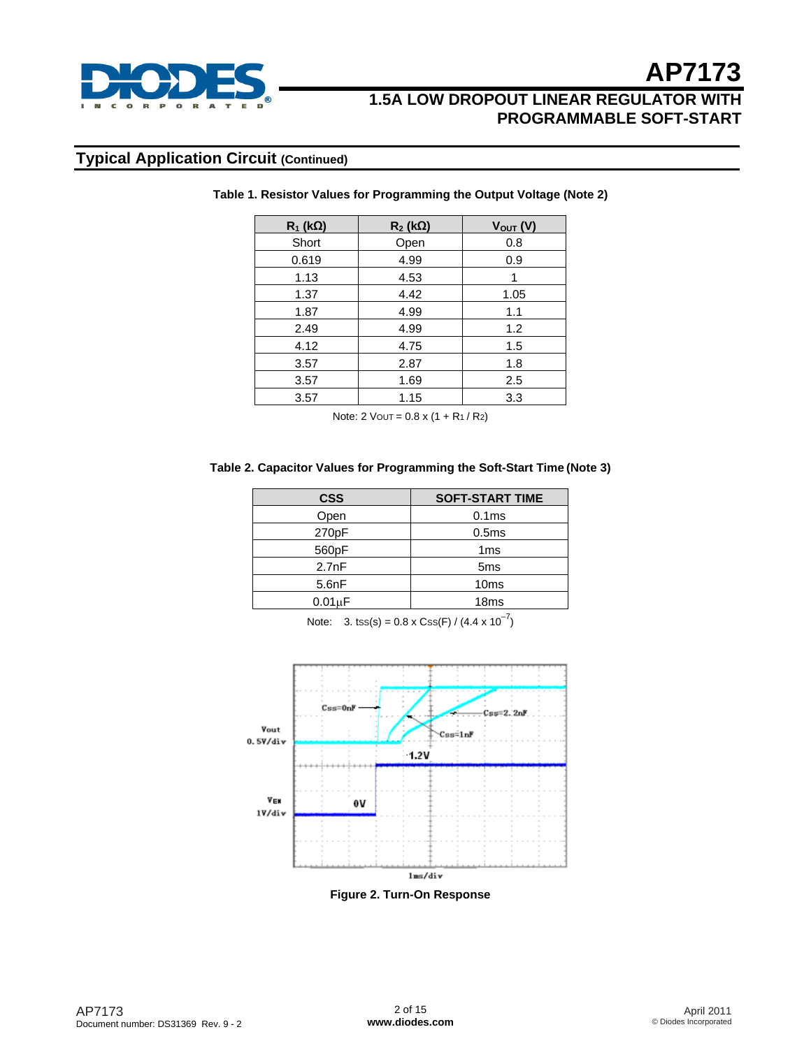## Typical Application Circuit (Continued)

**Table 1. Resistor Values for Programming the Output Voltage (Note 2)**

| $R_1$ (kΩ) | $R_2$ (kΩ) | $V_{OUT}$ (V) |
|---|---|---|
| Short | Open | 0.8 |
| 0.619 | 4.99 | 0.9 |
| 1.13 | 4.53 | 1 |
| 1.37 | 4.42 | 1.05 |
| 1.87 | 4.99 | 1.1 |
| 2.49 | 4.99 | 1.2 |
| 4.12 | 4.75 | 1.5 |
| 3.57 | 2.87 | 1.8 |
| 3.57 | 1.69 | 2.5 |
| 3.57 | 1.15 | 3.3 |

Note: 2 $V_{OUT} = 0.8 \times (1 + R_1 / R_2)$

**Table 2. Capacitor Values for Programming the Soft-Start Time (Note 3)**

| CSS | SOFT-START TIME |
|---|---|
| Open | 0.1ms |
| 270pF | 0.5ms |
| 560pF | 1ms |
| 2.7nF | 5ms |
| 5.6nF | 10ms |
| 0.01µF | 18ms |

Note: 3. $t_{SS}(s) = 0.8 \times C_{SS}(F) / (4.4 \times 10^{-7})$

**Figure 2. Turn-On Response**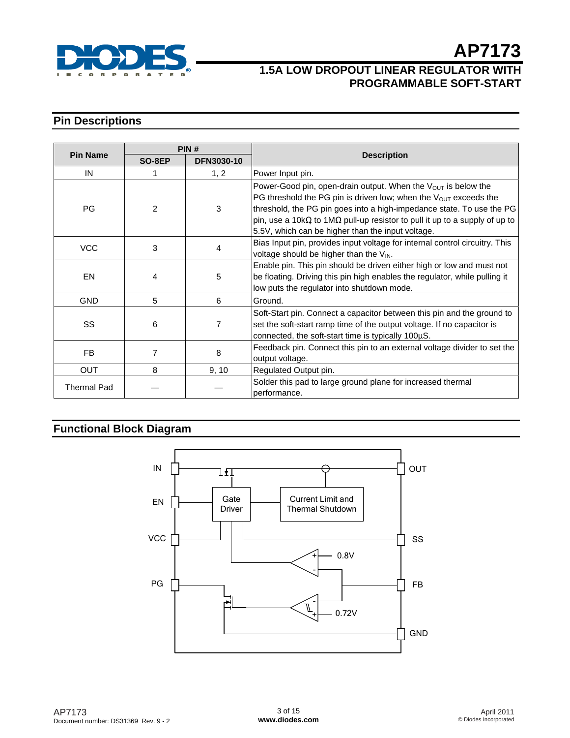## Pin Descriptions

| Pin Name | PIN # | | Description |
|---|---|---|---|
| | SO-8EP | DFN3030-10 | |
| IN | 1 | 1, 2 | Power Input pin. |
| PG | 2 | 3 | Power-Good pin, open-drain output. When the $V_{OUT}$ is below the PG threshold the PG pin is driven low; when the $V_{OUT}$ exceeds the threshold, the PG pin goes into a high-impedance state. To use the PG pin, use a 10kΩ to 1MΩ pull-up resistor to pull it up to a supply of up to 5.5V, which can be higher than the input voltage. |
| VCC | 3 | 4 | Bias Input pin, provides input voltage for internal control circuitry. This voltage should be higher than the $V_{IN}$. |
| EN | 4 | 5 | Enable pin. This pin should be driven either high or low and must not be floating. Driving this pin high enables the regulator, while pulling it low puts the regulator into shutdown mode. |
| GND | 5 | 6 | Ground. |
| SS | 6 | 7 | Soft-Start pin. Connect a capacitor between this pin and the ground to set the soft-start ramp time of the output voltage. If no capacitor is connected, the soft-start time is typically 100µS. |
| FB | 7 | 8 | Feedback pin. Connect this pin to an external voltage divider to set the output voltage. |
| OUT | 8 | 9, 10 | Regulated Output pin. |
| Thermal Pad | — | — | Solder this pad to large ground plane for increased thermal performance. |

## Functional Block Diagram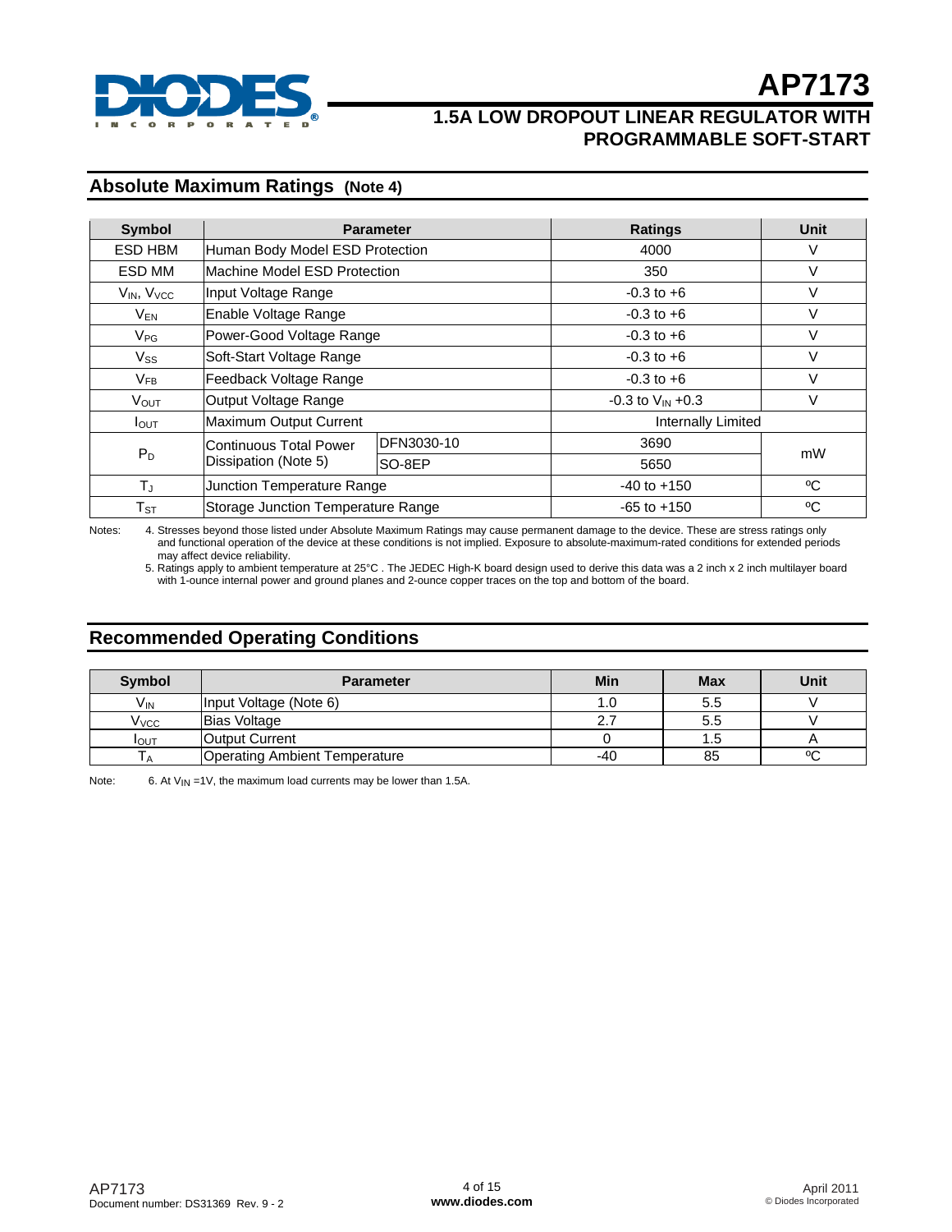## Absolute Maximum Ratings (Note 4)

| Symbol | Parameter | | Ratings | Unit |
|---|---|---|---|---|
| ESD HBM | Human Body Model ESD Protection | | 4000 | V |
| ESD MM | Machine Model ESD Protection | | 350 | V |
| $V_{IN}$, $V_{VCC}$ | Input Voltage Range | | -0.3 to +6 | V |
| $V_{EN}$ | Enable Voltage Range | | -0.3 to +6 | V |
| $V_{PG}$ | Power-Good Voltage Range | | -0.3 to +6 | V |
| $V_{SS}$ | Soft-Start Voltage Range | | -0.3 to +6 | V |
| $V_{FB}$ | Feedback Voltage Range | | -0.3 to +6 | V |
| $V_{OUT}$ | Output Voltage Range | | -0.3 to $V_{IN}$ +0.3 | V |
| $I_{OUT}$ | Maximum Output Current | | Internally Limited | |
| $P_D$ | Continuous Total Power Dissipation (Note 5) | DFN3030-10 | 3690 | mW |
| | | SO-8EP | 5650 | |
| $T_J$ | Junction Temperature Range | | -40 to +150 | ºC |
| $T_{ST}$ | Storage Junction Temperature Range | | -65 to +150 | ºC |

Notes: 4. Stresses beyond those listed under Absolute Maximum Ratings may cause permanent damage to the device. These are stress ratings only and functional operation of the device at these conditions is not implied. Exposure to absolute-maximum-rated conditions for extended periods may affect device reliability.

5. Ratings apply to ambient temperature at 25°C . The JEDEC High-K board design used to derive this data was a 2 inch x 2 inch multilayer board with 1-ounce internal power and ground planes and 2-ounce copper traces on the top and bottom of the board.

## Recommended Operating Conditions

| Symbol | Parameter | Min | Max | Unit |
|---|---|---|---|---|
| $V_{IN}$ | Input Voltage (Note 6) | 1.0 | 5.5 | V |
| $V_{VCC}$ | Bias Voltage | 2.7 | 5.5 | V |
| $I_{OUT}$ | Output Current | 0 | 1.5 | A |
| $T_A$ | Operating Ambient Temperature | -40 | 85 | ºC |

Note: 6. At $V_{IN}$ =1V, the maximum load currents may be lower than 1.5A.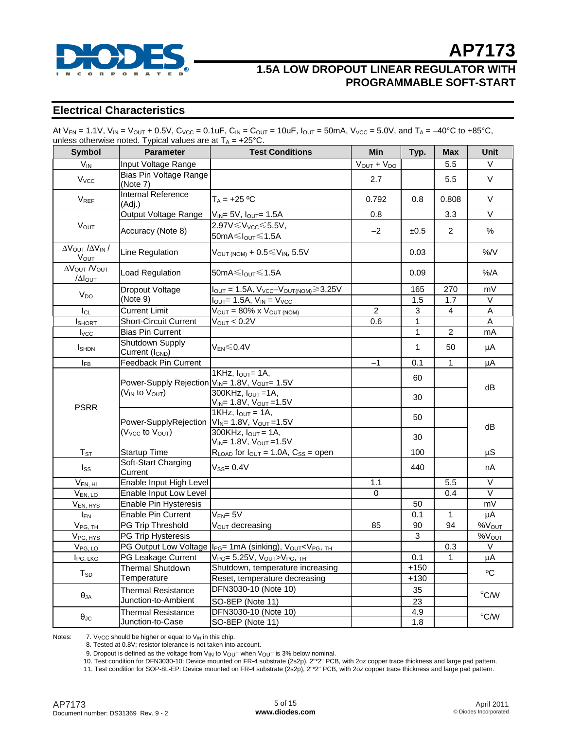## Electrical Characteristics

At $V_{EN}$ = 1.1V, $V_{IN}$ = $V_{OUT}$ + 0.5V, $C_{VCC}$ = 0.1uF, $C_{IN}$ = $C_{OUT}$ = 10uF, $I_{OUT}$ = 50mA, $V_{VCC}$ = 5.0V, and $T_A$ = –40°C to +85°C, unless otherwise noted. Typical values are at $T_A$ = +25°C.

| Symbol | Parameter | Test Conditions | Min | Typ. | Max | Unit |
|---|---|---|---|---|---|---|
| $V_{IN}$ | Input Voltage Range | | $V_{OUT}$ + $V_{DO}$ | | 5.5 | V |
| $V_{VCC}$ | Bias Pin Voltage Range (Note 7) | | 2.7 | | 5.5 | V |
| $V_{REF}$ | Internal Reference (Adj.) | $T_A$ = +25 ºC | 0.792 | 0.8 | 0.808 | V |
| $V_{OUT}$ | Output Voltage Range | $V_{IN}$= 5V, $I_{OUT}$= 1.5A | 0.8 | | 3.3 | V |
| | Accuracy (Note 8) | 2.97V≤$V_{VCC}$≤5.5V, 50mA≤$I_{OUT}$≤1.5A | –2 | ±0.5 | 2 | % |
| $\Delta V_{OUT}/\Delta V_{IN}/V_{OUT}$ | Line Regulation | $V_{OUT (NOM)}$ + 0.5≤$V_{IN}$, 5.5V | | 0.03 | | %/V |
| $\Delta V_{OUT}/V_{OUT}/\Delta I_{OUT}$ | Load Regulation | 50mA≤$I_{OUT}$≤1.5A | | 0.09 | | %/A |
| $V_{DO}$ | Dropout Voltage (Note 9) | $I_{OUT}$ = 1.5A, $V_{VCC}$–$V_{OUT(NOM)}$≥3.25V | | 165 | 270 | mV |
| | | $I_{OUT}$= 1.5A, $V_{IN}$ = $V_{VCC}$ | | 1.5 | 1.7 | V |
| $I_{CL}$ | Current Limit | $V_{OUT}$ = 80% x $V_{OUT (NOM)}$ | 2 | 3 | 4 | A |
| $I_{SHORT}$ | Short-Circuit Current | $V_{OUT}$ < 0.2V | 0.6 | 1 | | A |
| $I_{VCC}$ | Bias Pin Current | | | 1 | 2 | mA |
| $I_{SHDN}$ | Shutdown Supply Current ($I_{GND}$) | $V_{EN}$≤0.4V | | 1 | 50 | μA |
| $I_{FB}$ | Feedback Pin Current | | –1 | 0.1 | 1 | μA |
| PSRR | Power-Supply Rejection ($V_{IN}$ to $V_{OUT}$) | 1KHz, $I_{OUT}$= 1A, $V_{IN}$= 1.8V, $V_{OUT}$= 1.5V | | 60 | | dB |
| | | 300KHz, $I_{OUT}$ =1A, $V_{IN}$= 1.8V, $V_{OUT}$ =1.5V | | 30 | | dB |
| | Power-SupplyRejection ($V_{VCC}$ to $V_{OUT}$) | 1KHz, $I_{OUT}$ = 1A, $V_{IN}$= 1.8V, $V_{OUT}$ =1.5V | | 50 | | dB |
| | | 300KHz, $I_{OUT}$ = 1A, $V_{IN}$= 1.8V, $V_{OUT}$ =1.5V | | 30 | | dB |
| $T_{ST}$ | Startup Time | $R_{LOAD}$ for $I_{OUT}$ = 1.0A, $C_{SS}$ = open | | 100 | | μS |
| $I_{SS}$ | Soft-Start Charging Current | $V_{SS}$= 0.4V | | 440 | | nA |
| $V_{EN, HI}$ | Enable Input High Level | | 1.1 | | 5.5 | V |
| $V_{EN, LO}$ | Enable Input Low Level | | 0 | | 0.4 | V |
| $V_{EN, HYS}$ | Enable Pin Hysteresis | | | 50 | | mV |
| $I_{EN}$ | Enable Pin Current | $V_{EN}$= 5V | | 0.1 | 1 | μA |
| $V_{PG, TH}$ | PG Trip Threshold | $V_{OUT}$ decreasing | 85 | 90 | 94 | %$V_{OUT}$ |
| $V_{PG, HYS}$ | PG Trip Hysteresis | | | 3 | | %$V_{OUT}$ |
| $V_{PG, LO}$ | PG Output Low Voltage | $I_{PG}$= 1mA (sinking), $V_{OUT}$<$V_{PG, TH}$ | | | 0.3 | V |
| $I_{PG, LKG}$ | PG Leakage Current | $V_{PG}$= 5.25V, $V_{OUT}$>$V_{PG, TH}$ | | 0.1 | 1 | μA |
| $T_{SD}$ | Thermal Shutdown Temperature | Shutdown, temperature increasing | | +150 | | ºC |
| | | Reset, temperature decreasing | | +130 | | ºC |
| $\theta_{JA}$ | Thermal Resistance Junction-to-Ambient | DFN3030-10 (Note 10) | | 35 | | ºC/W |
| | | SO-8EP (Note 11) | | 23 | | ºC/W |
| $\theta_{JC}$ | Thermal Resistance Junction-to-Case | DFN3030-10 (Note 10) | | 4.9 | | ºC/W |
| | | SO-8EP (Note 11) | | 1.8 | | ºC/W |

Notes:
7. $V_{VCC}$ should be higher or equal to $V_{IN}$ in this chip.
8. Tested at 0.8V; resistor tolerance is not taken into account.
9. Dropout is defined as the voltage from $V_{IN}$ to $V_{OUT}$ when $V_{OUT}$ is 3% below nominal.
10. Test condition for DFN3030-10: Device mounted on FR-4 substrate (2s2p), 2"*2" PCB, with 2oz copper trace thickness and large pad pattern.
11. Test condition for SOP-8L-EP: Device mounted on FR-4 substrate (2s2p), 2"*2" PCB, with 2oz copper trace thickness and large pad pattern.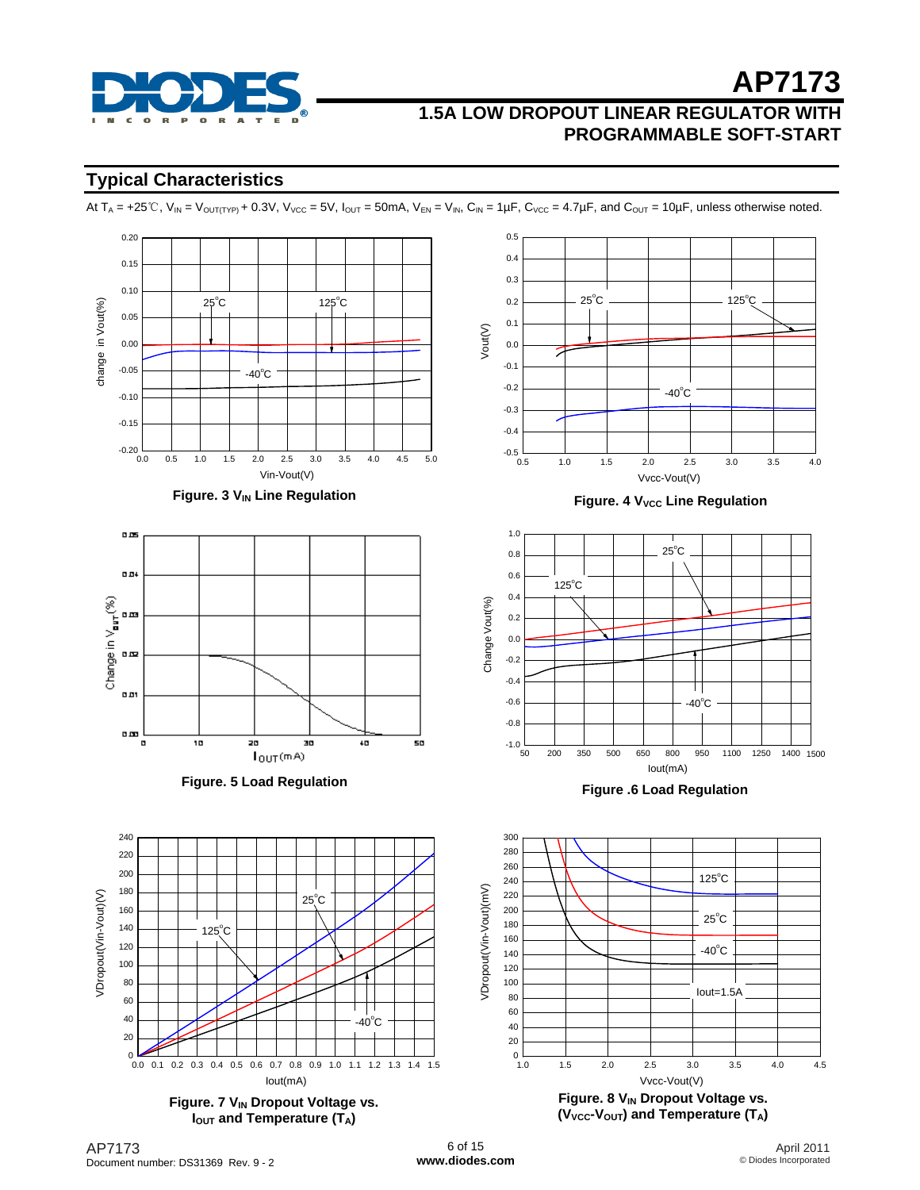## Typical Characteristics

At $T_A$ = +25℃, $V_{IN}$ = $V_{OUT(TYP)}$ + 0.3V, $V_{VCC}$ = 5V, $I_{OUT}$ = 50mA, $V_{EN}$ = $V_{IN}$, $C_{IN}$ = 1μF, $C_{VCC}$ = 4.7μF, and $C_{OUT}$ = 10μF, unless otherwise noted.

**Figure. 3 $V_{IN}$ Line Regulation**

**Figure. 4 $V_{VCC}$ Line Regulation**

**Figure. 5 Load Regulation**

**Figure .6 Load Regulation**

**Figure. 7 $V_{IN}$ Dropout Voltage vs. $I_{OUT}$ and Temperature ($T_A$)**

**Figure. 8 $V_{IN}$ Dropout Voltage vs. ($V_{VCC}$-$V_{OUT}$) and Temperature ($T_A$)**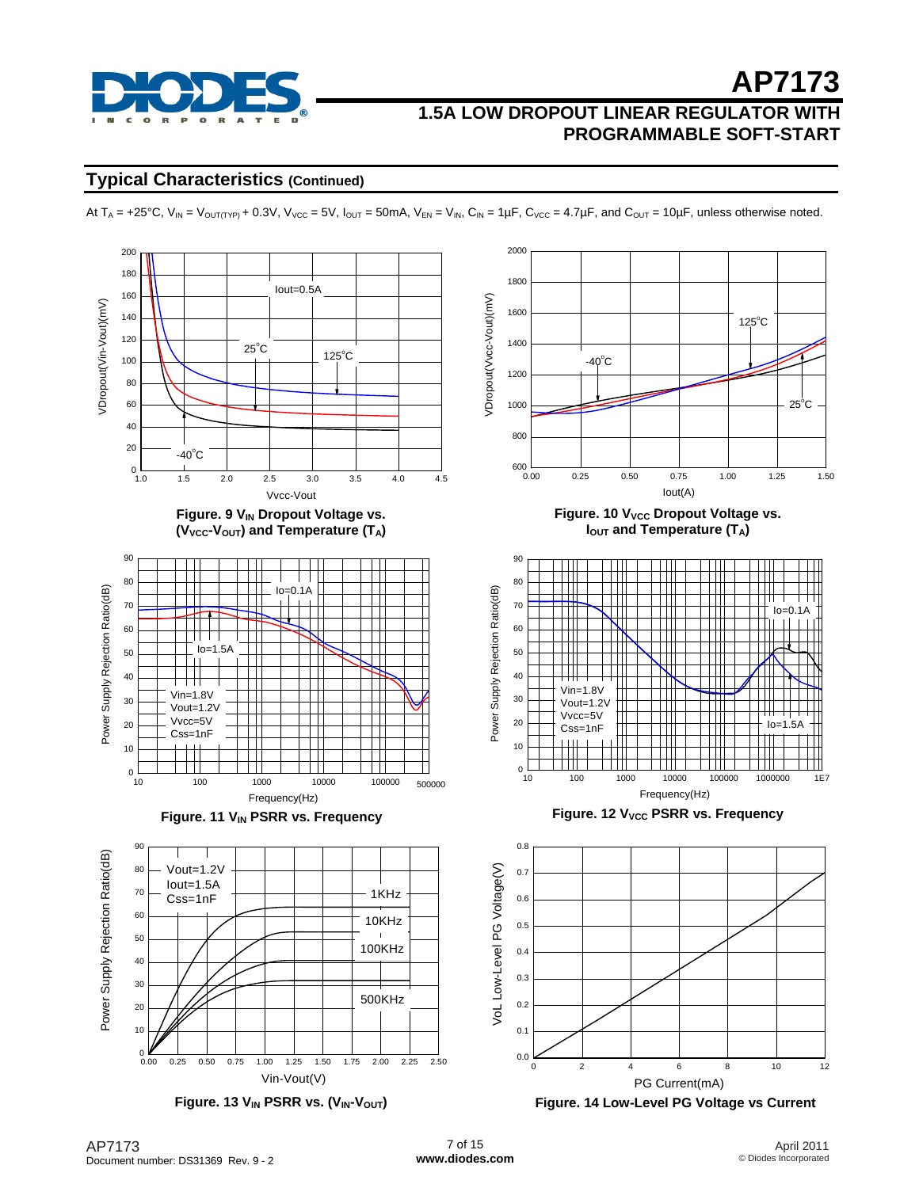## Typical Characteristics (Continued)

At $T_A$ = +25°C, $V_{IN}$ = $V_{OUT(TYP)}$ + 0.3V, $V_{VCC}$ = 5V, $I_{OUT}$ = 50mA, $V_{EN}$ = $V_{IN}$, $C_{IN}$ = 1µF, $C_{VCC}$ = 4.7µF, and $C_{OUT}$ = 10µF, unless otherwise noted.

**Figure. 9 $V_{IN}$ Dropout Voltage vs. ($V_{VCC}$-$V_{OUT}$) and Temperature ($T_A$)**

**Figure. 10 $V_{VCC}$ Dropout Voltage vs. $I_{OUT}$ and Temperature ($T_A$)**

**Figure. 11 $V_{IN}$ PSRR vs. Frequency**

**Figure. 12 $V_{VCC}$ PSRR vs. Frequency**

**Figure. 13 $V_{IN}$ PSRR vs. ($V_{IN}$-$V_{OUT}$)**

**Figure. 14 Low-Level PG Voltage vs Current**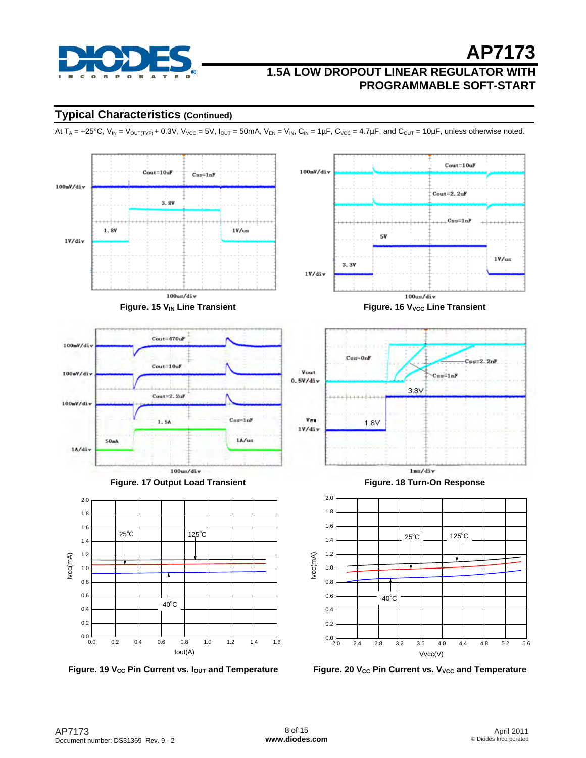## Typical Characteristics (Continued)

At $T_A$ = +25°C, $V_{IN}$ = $V_{OUT(TYP)}$ + 0.3V, $V_{VCC}$ = 5V, $I_{OUT}$ = 50mA, $V_{EN}$ = $V_{IN}$, $C_{IN}$ = 1μF, $C_{VCC}$ = 4.7μF, and $C_{OUT}$ = 10μF, unless otherwise noted.

Figure. 15 $V_{IN}$ Line Transient

Figure. 16 $V_{VCC}$ Line Transient

Figure. 17 Output Load Transient

Figure. 18 Turn-On Response

Figure. 19 $V_{CC}$ Pin Current vs. $I_{OUT}$ and Temperature

Figure. 20 $V_{CC}$ Pin Current vs. $V_{VCC}$ and Temperature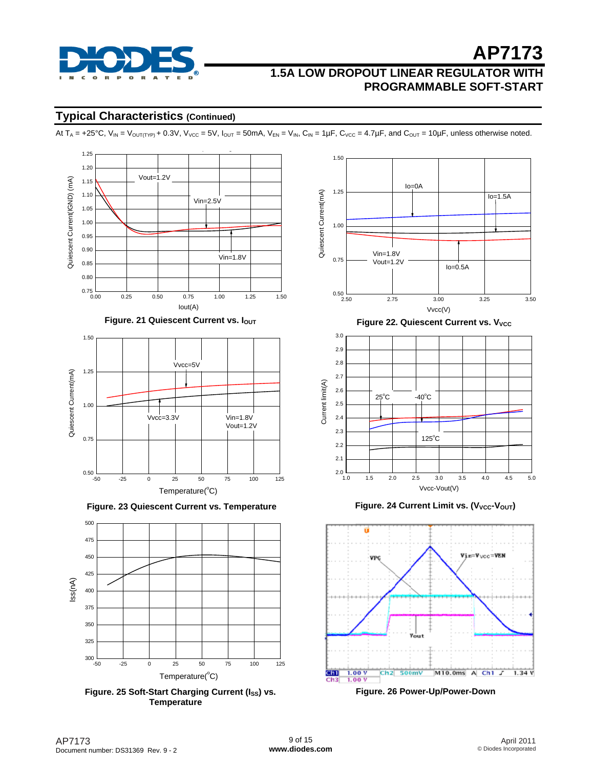## Typical Characteristics (Continued)

At $T_A$ = +25°C, $V_{IN}$ = $V_{OUT(TYP)}$ + 0.3V, $V_{VCC}$ = 5V, $I_{OUT}$ = 50mA, $V_{EN}$ = $V_{IN}$, $C_{IN}$ = 1µF, $C_{VCC}$ = 4.7µF, and $C_{OUT}$ = 10µF, unless otherwise noted.

**Figure. 21 Quiescent Current vs. $I_{OUT}$**

**Figure. 22. Quiescent Current vs. $V_{VCC}$**

**Figure. 23 Quiescent Current vs. Temperature**

**Figure. 24 Current Limit vs. ($V_{VCC}$-$V_{OUT}$)**

**Figure. 25 Soft-Start Charging Current ($I_{SS}$) vs. Temperature**

**Figure. 26 Power-Up/Power-Down**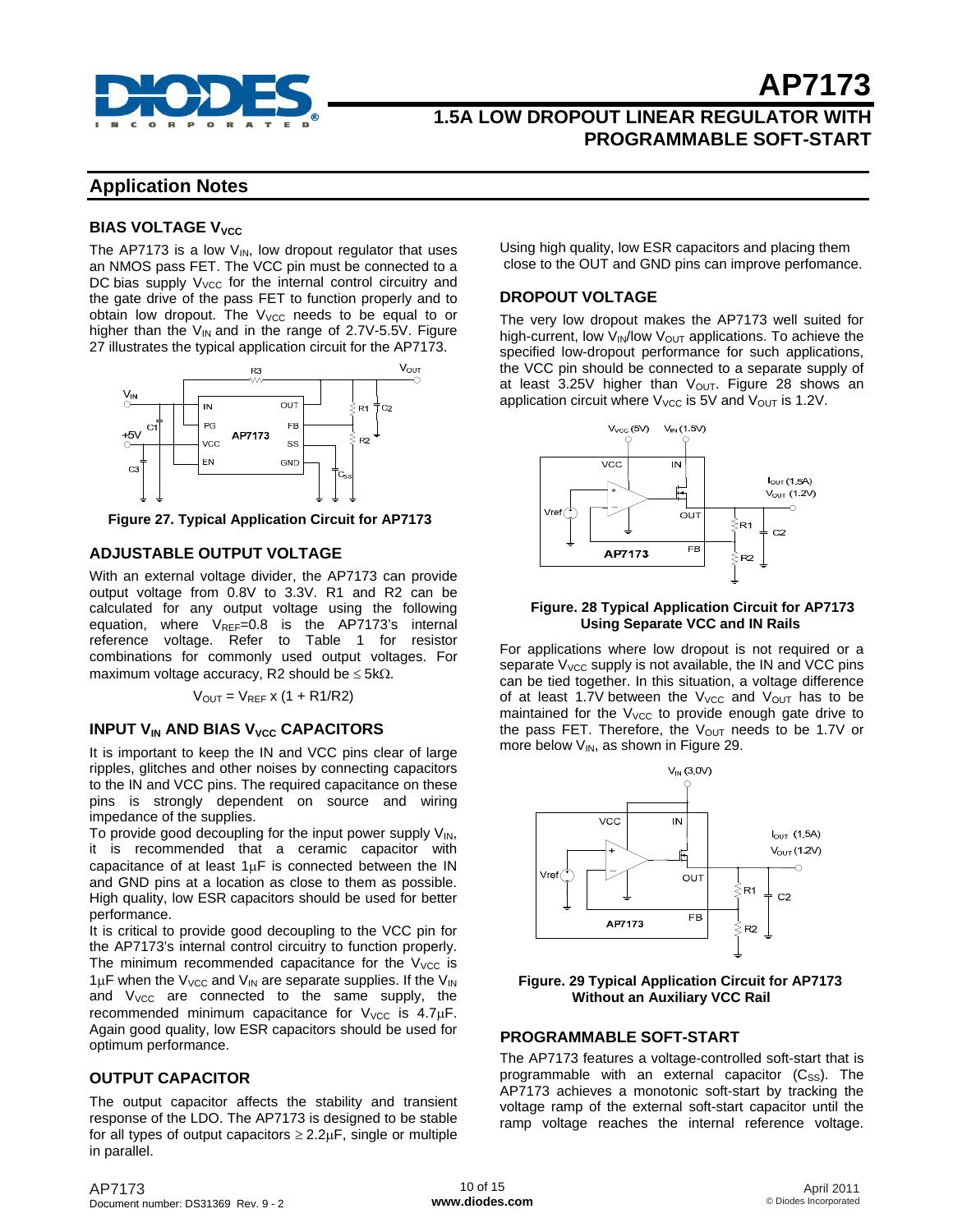## Application Notes

### BIAS VOLTAGE $V_{VCC}$

The AP7173 is a low $V_{IN}$, low dropout regulator that uses an NMOS pass FET. The VCC pin must be connected to a DC bias supply $V_{VCC}$ for the internal control circuitry and the gate drive of the pass FET to function properly and to obtain low dropout. The $V_{VCC}$ needs to be equal to or higher than the $V_{IN}$ and in the range of 2.7V-5.5V. Figure 27 illustrates the typical application circuit for the AP7173.

**Figure 27. Typical Application Circuit for AP7173**

### ADJUSTABLE OUTPUT VOLTAGE

With an external voltage divider, the AP7173 can provide output voltage from 0.8V to 3.3V. R1 and R2 can be calculated for any output voltage using the following equation, where $V_{REF}$=0.8 is the AP7173's internal reference voltage. Refer to Table 1 for resistor combinations for commonly used output voltages. For maximum voltage accuracy, R2 should be $\leq 5k\Omega$.

$$V_{OUT} = V_{REF} \times (1 + R1/R2)$$

### INPUT $V_{IN}$ AND BIAS $V_{VCC}$ CAPACITORS

It is important to keep the IN and VCC pins clear of large ripples, glitches and other noises by connecting capacitors to the IN and VCC pins. The required capacitance on these pins is strongly dependent on source and wiring impedance of the supplies.

To provide good decoupling for the input power supply $V_{IN}$, it is recommended that a ceramic capacitor with capacitance of at least 1µF is connected between the IN and GND pins at a location as close to them as possible. High quality, low ESR capacitors should be used for better performance.

It is critical to provide good decoupling to the VCC pin for the AP7173's internal control circuitry to function properly. The minimum recommended capacitance for the $V_{VCC}$ is 1µF when the $V_{VCC}$ and $V_{IN}$ are separate supplies. If the $V_{IN}$ and $V_{VCC}$ are connected to the same supply, the recommended minimum capacitance for $V_{VCC}$ is 4.7µF. Again good quality, low ESR capacitors should be used for optimum performance.

### OUTPUT CAPACITOR

The output capacitor affects the stability and transient response of the LDO. The AP7173 is designed to be stable for all types of output capacitors $\geq$ 2.2µF, single or multiple in parallel.

Using high quality, low ESR capacitors and placing them close to the OUT and GND pins can improve perfomance.

### DROPOUT VOLTAGE

The very low dropout makes the AP7173 well suited for high-current, low $V_{IN}$/low $V_{OUT}$ applications. To achieve the specified low-dropout performance for such applications, the VCC pin should be connected to a separate supply of at least 3.25V higher than $V_{OUT}$. Figure 28 shows an application circuit where $V_{VCC}$ is 5V and $V_{OUT}$ is 1.2V.

**Figure. 28 Typical Application Circuit for AP7173 Using Separate VCC and IN Rails**

For applications where low dropout is not required or a separate $V_{VCC}$ supply is not available, the IN and VCC pins can be tied together. In this situation, a voltage difference of at least 1.7V between the $V_{VCC}$ and $V_{OUT}$ has to be maintained for the $V_{VCC}$ to provide enough gate drive to the pass FET. Therefore, the $V_{OUT}$ needs to be 1.7V or more below $V_{IN}$, as shown in Figure 29.

**Figure. 29 Typical Application Circuit for AP7173 Without an Auxiliary VCC Rail**

### PROGRAMMABLE SOFT-START

The AP7173 features a voltage-controlled soft-start that is programmable with an external capacitor ($C_{SS}$). The AP7173 achieves a monotonic soft-start by tracking the voltage ramp of the external soft-start capacitor until the ramp voltage reaches the internal reference voltage.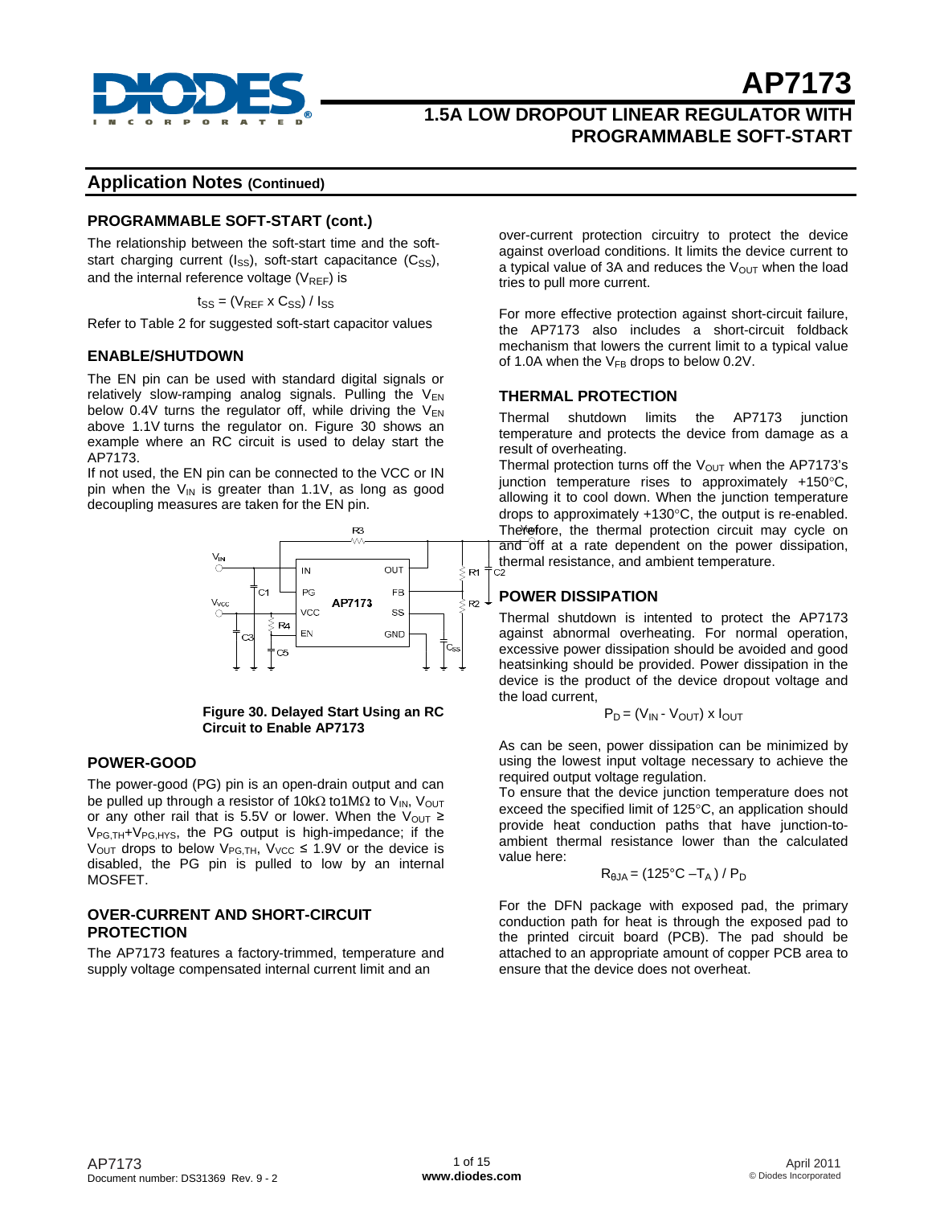## Application Notes (Continued)

### PROGRAMMABLE SOFT-START (cont.)

The relationship between the soft-start time and the soft-start charging current ($I_{SS}$), soft-start capacitance ($C_{SS}$), and the internal reference voltage ($V_{REF}$) is

$$t_{SS} = (V_{REF} \times C_{SS}) / I_{SS}$$

Refer to Table 2 for suggested soft-start capacitor values

### ENABLE/SHUTDOWN

The EN pin can be used with standard digital signals or relatively slow-ramping analog signals. Pulling the $V_{EN}$ below 0.4V turns the regulator off, while driving the $V_{EN}$ above 1.1V turns the regulator on. Figure 30 shows an example where an RC circuit is used to delay start the AP7173.

If not used, the EN pin can be connected to the VCC or IN pin when the $V_{IN}$ is greater than 1.1V, as long as good decoupling measures are taken for the EN pin.

**Figure 30. Delayed Start Using an RC Circuit to Enable AP7173**

### POWER-GOOD

The power-good (PG) pin is an open-drain output and can be pulled up through a resistor of 10kΩ to1MΩ to $V_{IN}$, $V_{OUT}$ or any other rail that is 5.5V or lower. When the $V_{OUT} \geq V_{PG,TH}+V_{PG,HYS}$, the PG output is high-impedance; if the $V_{OUT}$ drops to below $V_{PG,TH}$, $V_{VCC} \leq 1.9V$ or the device is disabled, the PG pin is pulled to low by an internal MOSFET.

### OVER-CURRENT AND SHORT-CIRCUIT PROTECTION

The AP7173 features a factory-trimmed, temperature and supply voltage compensated internal current limit and an over-current protection circuitry to protect the device against overload conditions. It limits the device current to a typical value of 3A and reduces the $V_{OUT}$ when the load tries to pull more current.

For more effective protection against short-circuit failure, the AP7173 also includes a short-circuit foldback mechanism that lowers the current limit to a typical value of 1.0A when the $V_{FB}$ drops to below 0.2V.

### THERMAL PROTECTION

Thermal shutdown limits the AP7173 junction temperature and protects the device from damage as a result of overheating.

Thermal protection turns off the $V_{OUT}$ when the AP7173's junction temperature rises to approximately +150°C, allowing it to cool down. When the junction temperature drops to approximately +130°C, the output is re-enabled. Therefore, the thermal protection circuit may cycle on and off at a rate dependent on the power dissipation, thermal resistance, and ambient temperature.

### POWER DISSIPATION

Thermal shutdown is intented to protect the AP7173 against abnormal overheating. For normal operation, excessive power dissipation should be avoided and good heatsinking should be provided. Power dissipation in the device is the product of the device dropout voltage and the load current,

$$P_D = (V_{IN} - V_{OUT}) \times I_{OUT}$$

As can be seen, power dissipation can be minimized by using the lowest input voltage necessary to achieve the required output voltage regulation.

To ensure that the device junction temperature does not exceed the specified limit of 125°C, an application should provide heat conduction paths that have junction-to-ambient thermal resistance lower than the calculated value here:

$$R_{\theta JA} = (125°C - T_A) / P_D$$

For the DFN package with exposed pad, the primary conduction path for heat is through the exposed pad to the printed circuit board (PCB). The pad should be attached to an appropriate amount of copper PCB area to ensure that the device does not overheat.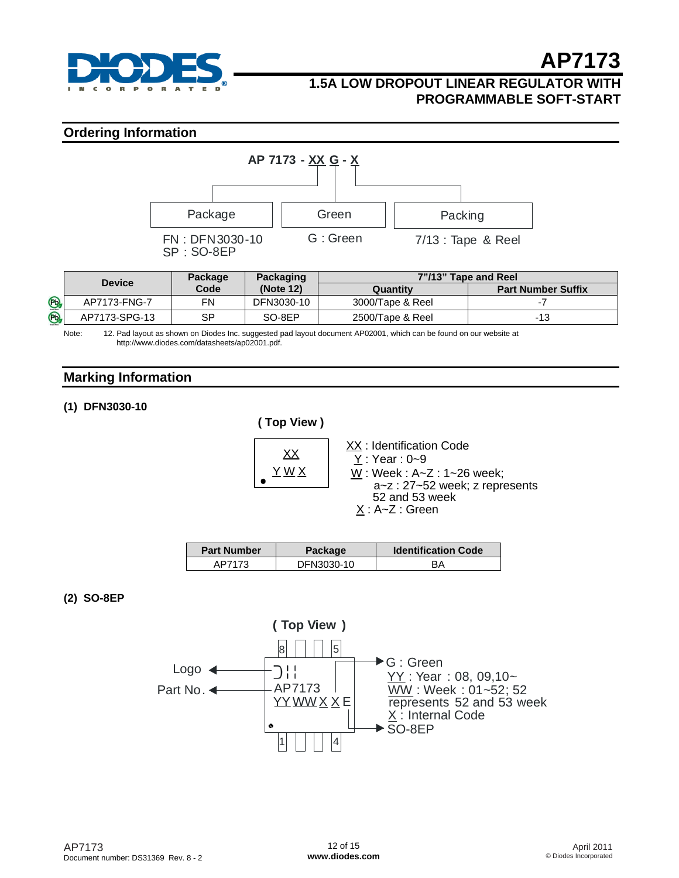## Ordering Information

AP 7173 - XX G - X

| Package | Green | Packing |
|---|---|---|
| FN : DFN3030-10<br>SP : SO-8EP | G : Green | 7/13 : Tape & Reel |

| Device | Package Code | Packaging (Note 12) | 7"/13" Tape and Reel | |
|---|---|---|---|---|
| | | | Quantity | Part Number Suffix |
| AP7173-FNG-7 | FN | DFN3030-10 | 3000/Tape & Reel | -7 |
| AP7173-SPG-13 | SP | SO-8EP | 2500/Tape & Reel | -13 |

Note: 12. Pad layout as shown on Diodes Inc. suggested pad layout document AP02001, which can be found on our website at http://www.diodes.com/datasheets/ap02001.pdf.

## Marking Information

**(1) DFN3030-10**

**( Top View )**

XX
Y W X

XX : Identification Code
Y : Year : 0~9
W : Week : A~Z : 1~26 week;
a~z : 27~52 week; z represents 52 and 53 week
X : A~Z : Green

| Part Number | Package | Identification Code |
|---|---|---|
| AP7173 | DFN3030-10 | BA |

**(2) SO-8EP**

**( Top View )**

Logo
Part No.

AP7173
YY WW X X E

G : Green
YY : Year : 08, 09,10~
WW : Week : 01~52; 52 represents 52 and 53 week
X : Internal Code
SO-8EP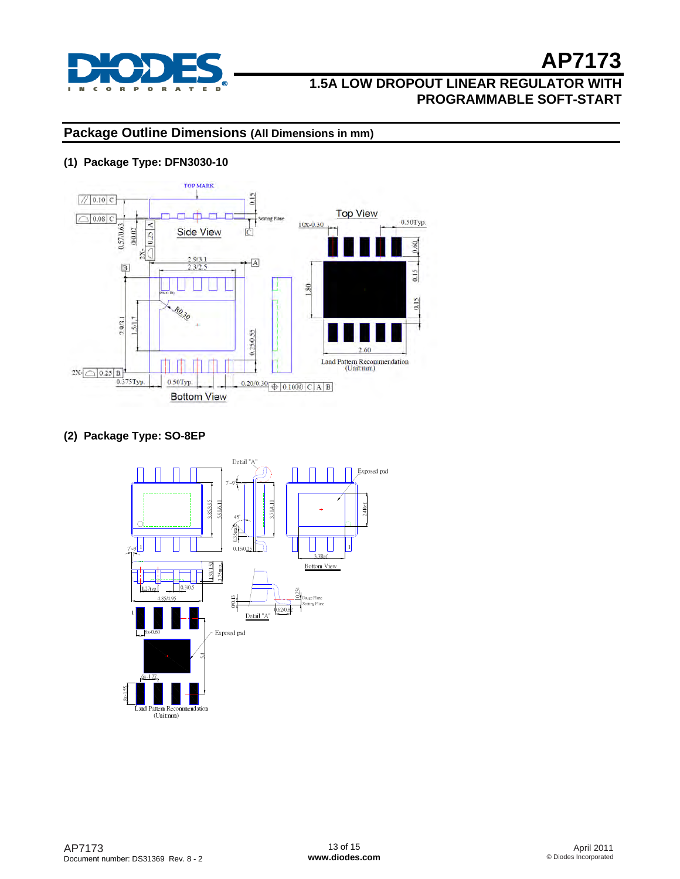## Package Outline Dimensions (All Dimensions in mm)

### (1) Package Type: DFN3030-10

### (2) Package Type: SO-8EP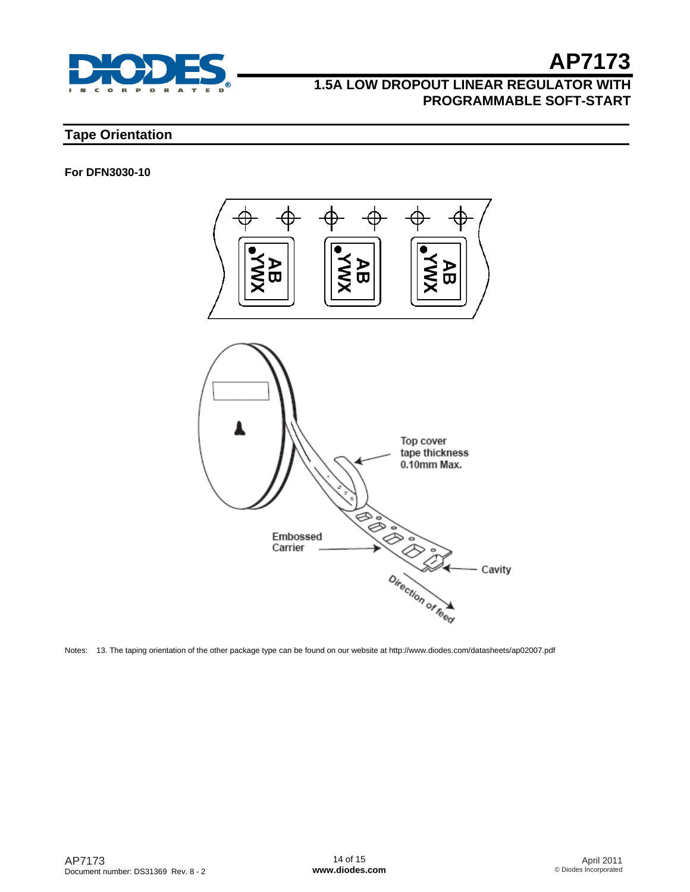## Tape Orientation

**For DFN3030-10**

Notes: 13. The taping orientation of the other package type can be found on our website at http://www.diodes.com/datasheets/ap02007.pdf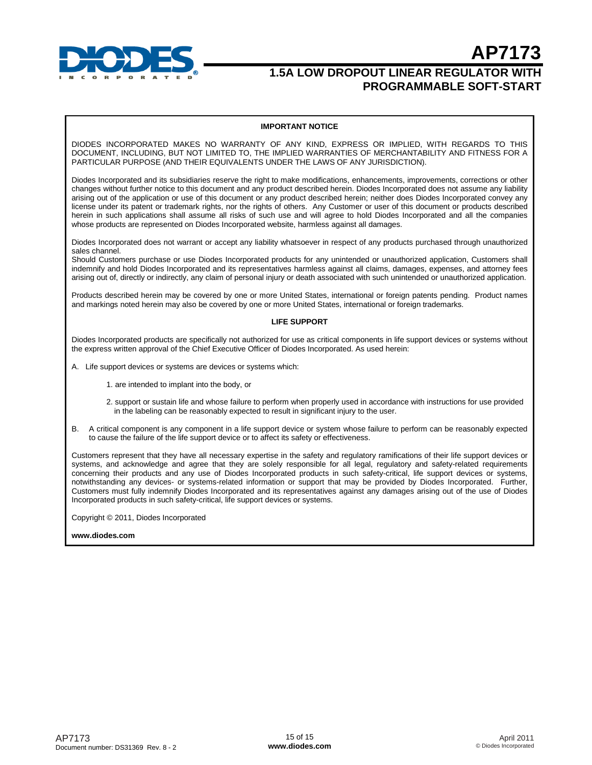## IMPORTANT NOTICE

DIODES INCORPORATED MAKES NO WARRANTY OF ANY KIND, EXPRESS OR IMPLIED, WITH REGARDS TO THIS DOCUMENT, INCLUDING, BUT NOT LIMITED TO, THE IMPLIED WARRANTIES OF MERCHANTABILITY AND FITNESS FOR A PARTICULAR PURPOSE (AND THEIR EQUIVALENTS UNDER THE LAWS OF ANY JURISDICTION).

Diodes Incorporated and its subsidiaries reserve the right to make modifications, enhancements, improvements, corrections or other changes without further notice to this document and any product described herein. Diodes Incorporated does not assume any liability arising out of the application or use of this document or any product described herein; neither does Diodes Incorporated convey any license under its patent or trademark rights, nor the rights of others. Any Customer or user of this document or products described herein in such applications shall assume all risks of such use and will agree to hold Diodes Incorporated and all the companies whose products are represented on Diodes Incorporated website, harmless against all damages.

Diodes Incorporated does not warrant or accept any liability whatsoever in respect of any products purchased through unauthorized sales channel.
Should Customers purchase or use Diodes Incorporated products for any unintended or unauthorized application, Customers shall indemnify and hold Diodes Incorporated and its representatives harmless against all claims, damages, expenses, and attorney fees arising out of, directly or indirectly, any claim of personal injury or death associated with such unintended or unauthorized application.

Products described herein may be covered by one or more United States, international or foreign patents pending. Product names and markings noted herein may also be covered by one or more United States, international or foreign trademarks.

## LIFE SUPPORT

Diodes Incorporated products are specifically not authorized for use as critical components in life support devices or systems without the express written approval of the Chief Executive Officer of Diodes Incorporated. As used herein:

A. Life support devices or systems are devices or systems which:

1. are intended to implant into the body, or

2. support or sustain life and whose failure to perform when properly used in accordance with instructions for use provided in the labeling can be reasonably expected to result in significant injury to the user.

B. A critical component is any component in a life support device or system whose failure to perform can be reasonably expected to cause the failure of the life support device or to affect its safety or effectiveness.

Customers represent that they have all necessary expertise in the safety and regulatory ramifications of their life support devices or systems, and acknowledge and agree that they are solely responsible for all legal, regulatory and safety-related requirements concerning their products and any use of Diodes Incorporated products in such safety-critical, life support devices or systems, notwithstanding any devices- or systems-related information or support that may be provided by Diodes Incorporated. Further, Customers must fully indemnify Diodes Incorporated and its representatives against any damages arising out of the use of Diodes Incorporated products in such safety-critical, life support devices or systems.

Copyright © 2011, Diodes Incorporated

**www.diodes.com**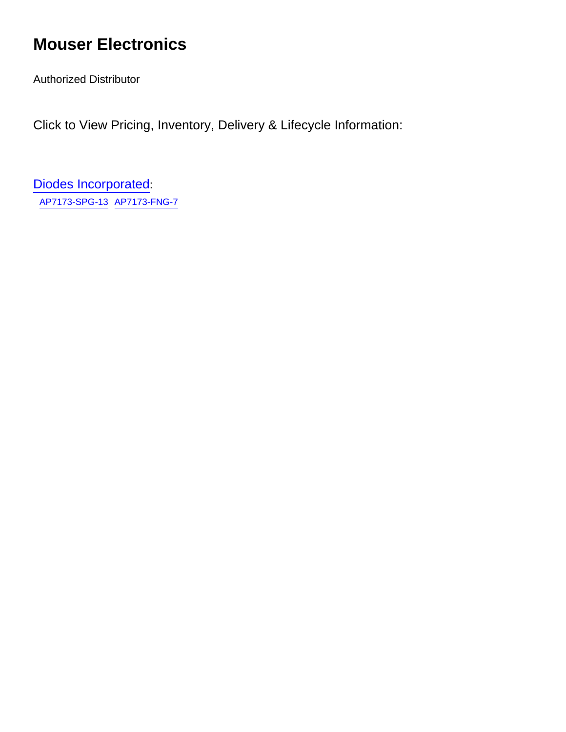# Mouser Electronics

Authorized Distributor

Click to View Pricing, Inventory, Delivery & Lifecycle Information:

Diodes Incorporated:

AP7173-SPG-13 AP7173-FNG-7